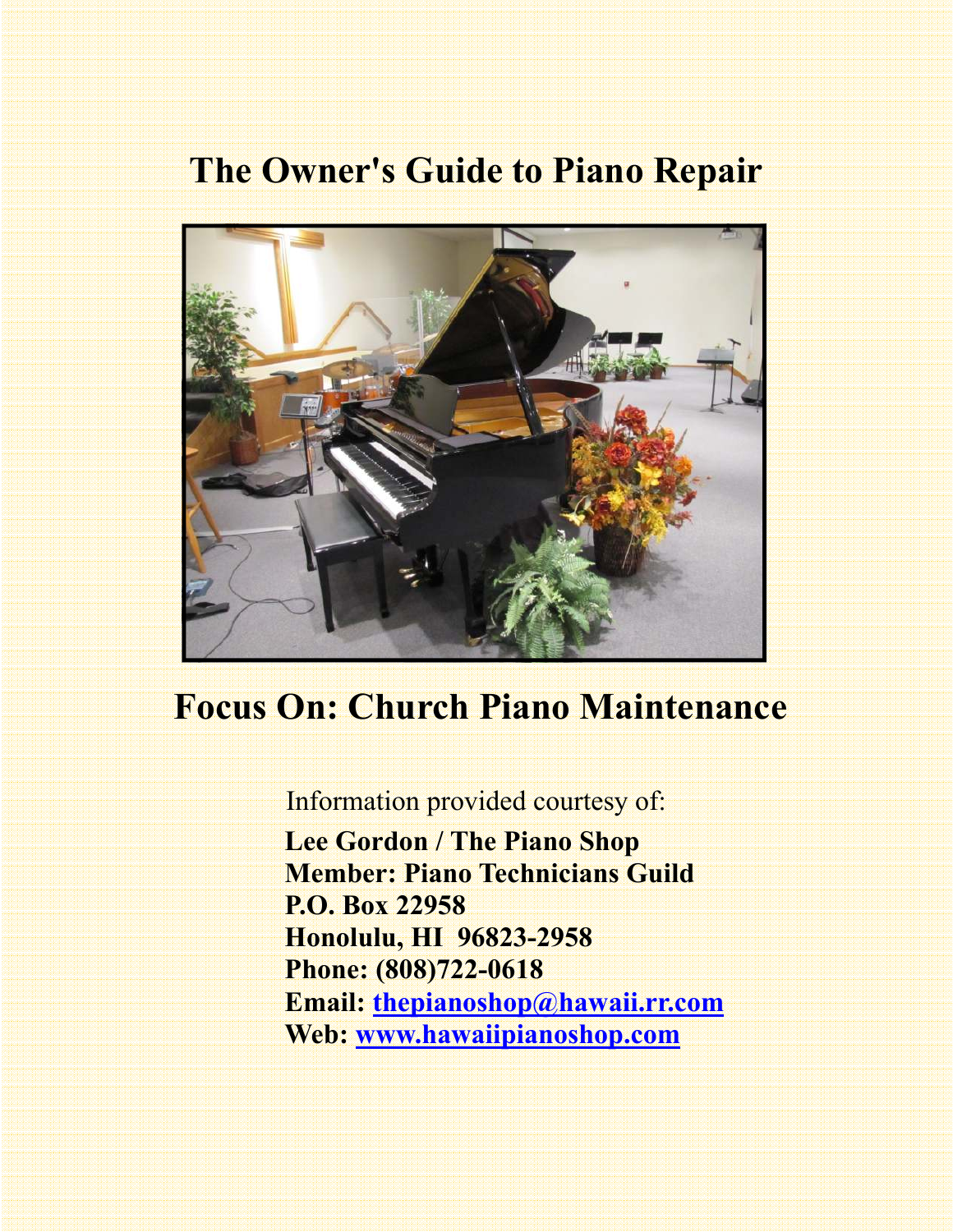# The Owner's Guide to Piano Repair

## Focus On: Church Piano Maintenance

Information provided courtesy of:

**Lee Gordon / The Piano Shop**
**Member: Piano Technicians Guild**
**P.O. Box 22958**
**Honolulu, HI 96823-2958**
**Phone: (808)722-0618**
**Email: thepianoshop@hawaii.rr.com**
**Web: www.hawaiipianoshop.com**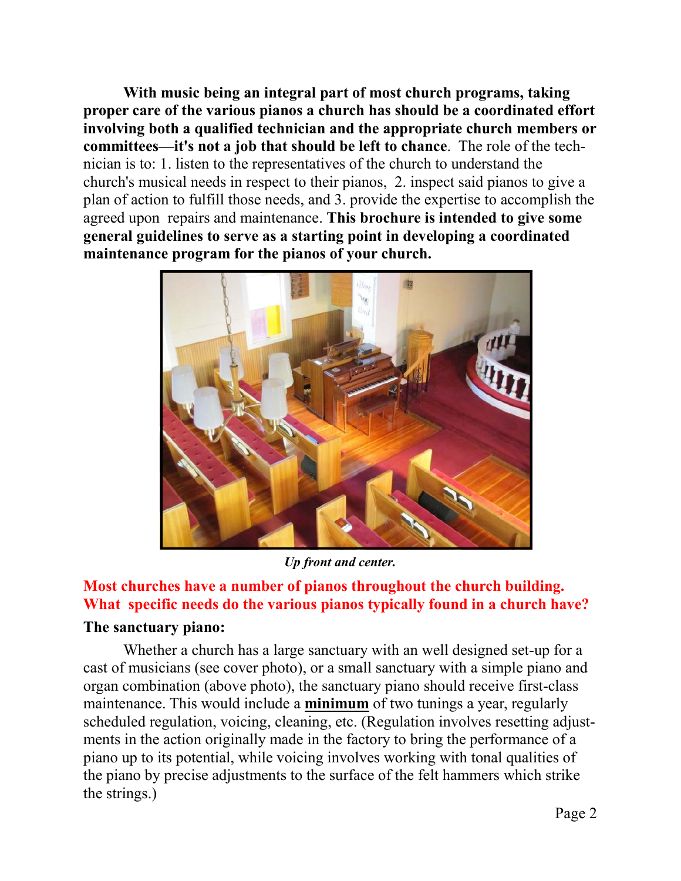**With music being an integral part of most church programs, taking proper care of the various pianos a church has should be a coordinated effort involving both a qualified technician and the appropriate church members or committees—it's not a job that should be left to chance**. The role of the technician is to: 1. listen to the representatives of the church to understand the church's musical needs in respect to their pianos, 2. inspect said pianos to give a plan of action to fulfill those needs, and 3. provide the expertise to accomplish the agreed upon repairs and maintenance. **This brochure is intended to give some general guidelines to serve as a starting point in developing a coordinated maintenance program for the pianos of your church.**

***Up front and center.***

**Most churches have a number of pianos throughout the church building. What specific needs do the various pianos typically found in a church have?**

**The sanctuary piano:**

Whether a church has a large sanctuary with an well designed set-up for a cast of musicians (see cover photo), or a small sanctuary with a simple piano and organ combination (above photo), the sanctuary piano should receive first-class maintenance. This would include a **minimum** of two tunings a year, regularly scheduled regulation, voicing, cleaning, etc. (Regulation involves resetting adjustments in the action originally made in the factory to bring the performance of a piano up to its potential, while voicing involves working with tonal qualities of the piano by precise adjustments to the surface of the felt hammers which strike the strings.)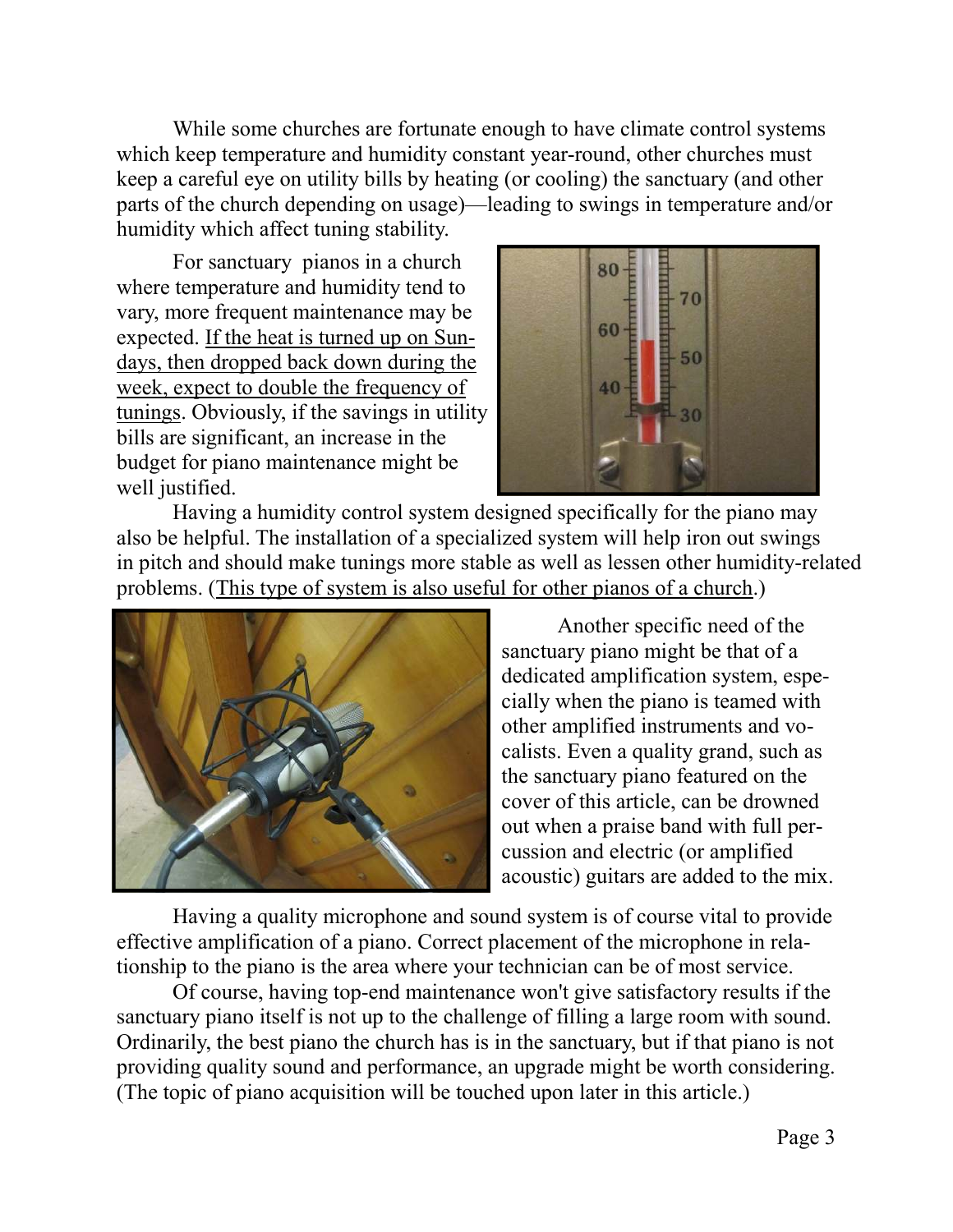While some churches are fortunate enough to have climate control systems which keep temperature and humidity constant year-round, other churches must keep a careful eye on utility bills by heating (or cooling) the sanctuary (and other parts of the church depending on usage)—leading to swings in temperature and/or humidity which affect tuning stability.

For sanctuary pianos in a church where temperature and humidity tend to vary, more frequent maintenance may be expected. <u>If the heat is turned up on Sundays, then dropped back down during the week, expect to double the frequency of tunings</u>. Obviously, if the savings in utility bills are significant, an increase in the budget for piano maintenance might be well justified.

Having a humidity control system designed specifically for the piano may also be helpful. The installation of a specialized system will help iron out swings in pitch and should make tunings more stable as well as lessen other humidity-related problems. (<u>This type of system is also useful for other pianos of a church</u>.)

Another specific need of the sanctuary piano might be that of a dedicated amplification system, especially when the piano is teamed with other amplified instruments and vocalists. Even a quality grand, such as the sanctuary piano featured on the cover of this article, can be drowned out when a praise band with full percussion and electric (or amplified acoustic) guitars are added to the mix.

Having a quality microphone and sound system is of course vital to provide effective amplification of a piano. Correct placement of the microphone in relationship to the piano is the area where your technician can be of most service.

Of course, having top-end maintenance won't give satisfactory results if the sanctuary piano itself is not up to the challenge of filling a large room with sound. Ordinarily, the best piano the church has is in the sanctuary, but if that piano is not providing quality sound and performance, an upgrade might be worth considering. (The topic of piano acquisition will be touched upon later in this article.)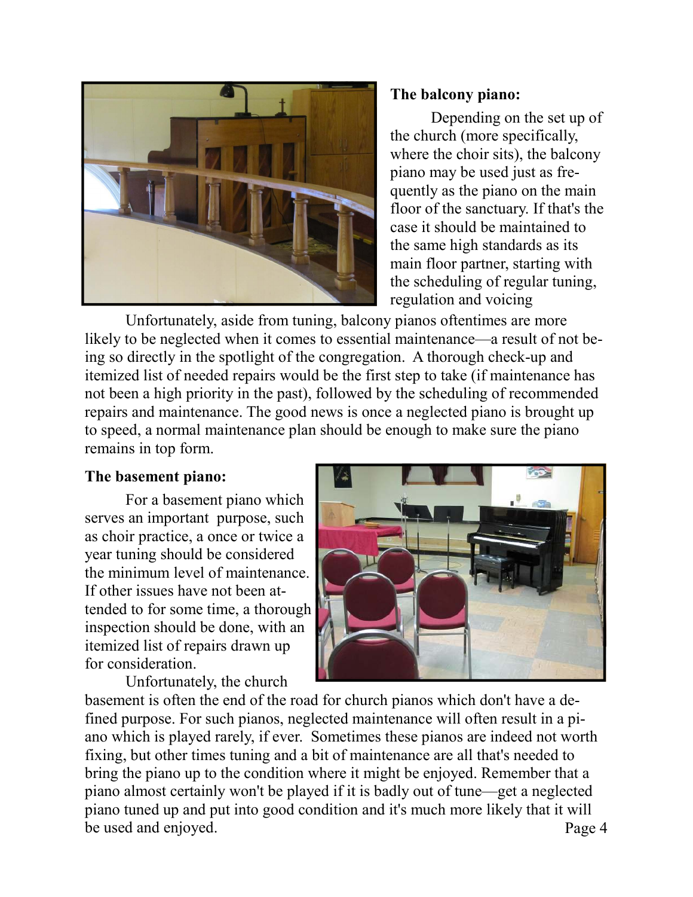**The balcony piano:**

Depending on the set up of the church (more specifically, where the choir sits), the balcony piano may be used just as frequently as the piano on the main floor of the sanctuary. If that's the case it should be maintained to the same high standards as its main floor partner, starting with the scheduling of regular tuning, regulation and voicing

Unfortunately, aside from tuning, balcony pianos oftentimes are more likely to be neglected when it comes to essential maintenance—a result of not being so directly in the spotlight of the congregation. A thorough check-up and itemized list of needed repairs would be the first step to take (if maintenance has not been a high priority in the past), followed by the scheduling of recommended repairs and maintenance. The good news is once a neglected piano is brought up to speed, a normal maintenance plan should be enough to make sure the piano remains in top form.

**The basement piano:**

For a basement piano which serves an important purpose, such as choir practice, a once or twice a year tuning should be considered the minimum level of maintenance. If other issues have not been attended to for some time, a thorough inspection should be done, with an itemized list of repairs drawn up for consideration.

Unfortunately, the church basement is often the end of the road for church pianos which don't have a defined purpose. For such pianos, neglected maintenance will often result in a piano which is played rarely, if ever. Sometimes these pianos are indeed not worth fixing, but other times tuning and a bit of maintenance are all that's needed to bring the piano up to the condition where it might be enjoyed. Remember that a piano almost certainly won't be played if it is badly out of tune—get a neglected piano tuned up and put into good condition and it's much more likely that it will be used and enjoyed.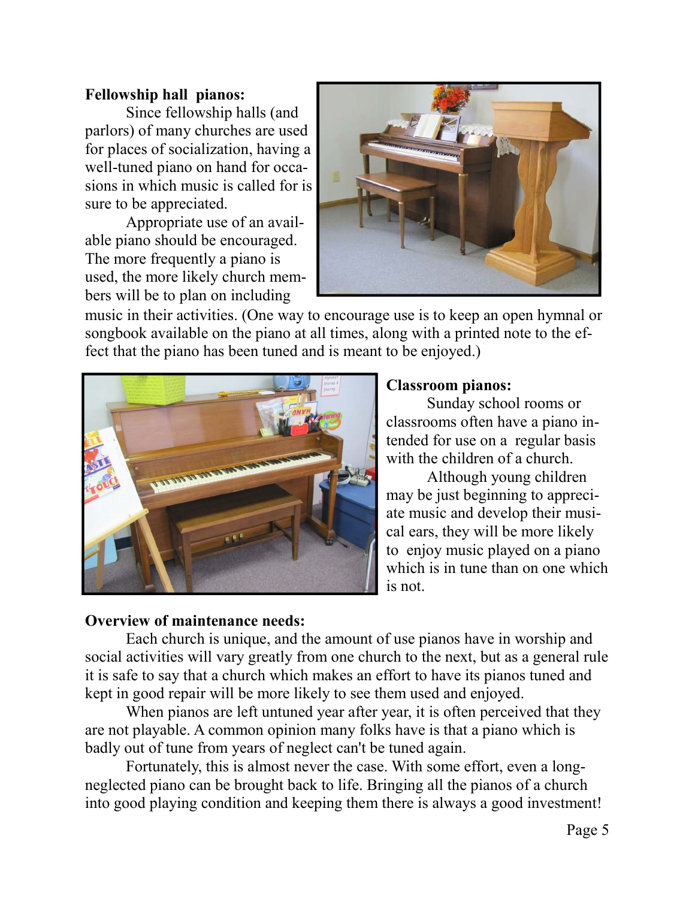**Fellowship hall pianos:**

Since fellowship halls (and parlors) of many churches are used for places of socialization, having a well-tuned piano on hand for occasions in which music is called for is sure to be appreciated.

Appropriate use of an available piano should be encouraged. The more frequently a piano is used, the more likely church members will be to plan on including music in their activities. (One way to encourage use is to keep an open hymnal or songbook available on the piano at all times, along with a printed note to the effect that the piano has been tuned and is meant to be enjoyed.)

**Classroom pianos:**

Sunday school rooms or classrooms often have a piano intended for use on a regular basis with the children of a church.

Although young children may be just beginning to appreciate music and develop their musical ears, they will be more likely to enjoy music played on a piano which is in tune than on one which is not.

**Overview of maintenance needs:**

Each church is unique, and the amount of use pianos have in worship and social activities will vary greatly from one church to the next, but as a general rule it is safe to say that a church which makes an effort to have its pianos tuned and kept in good repair will be more likely to see them used and enjoyed.

When pianos are left untuned year after year, it is often perceived that they are not playable. A common opinion many folks have is that a piano which is badly out of tune from years of neglect can't be tuned again.

Fortunately, this is almost never the case. With some effort, even a long-neglected piano can be brought back to life. Bringing all the pianos of a church into good playing condition and keeping them there is always a good investment!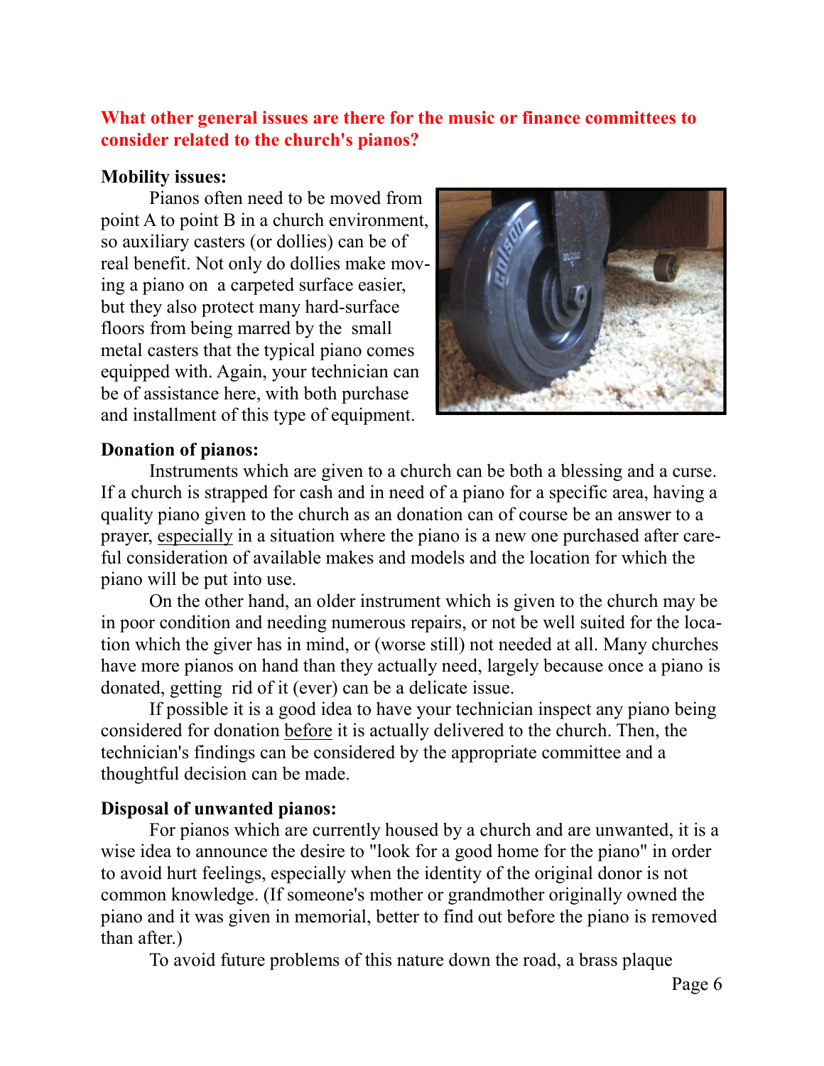## What other general issues are there for the music or finance committees to consider related to the church's pianos?

**Mobility issues:**

Pianos often need to be moved from point A to point B in a church environment, so auxiliary casters (or dollies) can be of real benefit. Not only do dollies make moving a piano on a carpeted surface easier, but they also protect many hard-surface floors from being marred by the small metal casters that the typical piano comes equipped with. Again, your technician can be of assistance here, with both purchase and installment of this type of equipment.

**Donation of pianos:**

Instruments which are given to a church can be both a blessing and a curse. If a church is strapped for cash and in need of a piano for a specific area, having a quality piano given to the church as an donation can of course be an answer to a prayer, <u>especially</u> in a situation where the piano is a new one purchased after careful consideration of available makes and models and the location for which the piano will be put into use.

On the other hand, an older instrument which is given to the church may be in poor condition and needing numerous repairs, or not be well suited for the location which the giver has in mind, or (worse still) not needed at all. Many churches have more pianos on hand than they actually need, largely because once a piano is donated, getting rid of it (ever) can be a delicate issue.

If possible it is a good idea to have your technician inspect any piano being considered for donation <u>before</u> it is actually delivered to the church. Then, the technician's findings can be considered by the appropriate committee and a thoughtful decision can be made.

**Disposal of unwanted pianos:**

For pianos which are currently housed by a church and are unwanted, it is a wise idea to announce the desire to "look for a good home for the piano" in order to avoid hurt feelings, especially when the identity of the original donor is not common knowledge. (If someone's mother or grandmother originally owned the piano and it was given in memorial, better to find out before the piano is removed than after.)

To avoid future problems of this nature down the road, a brass plaque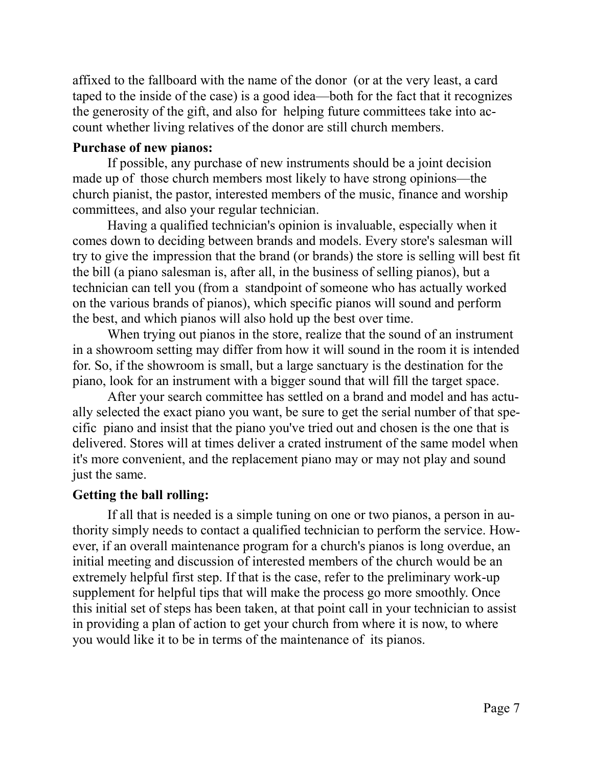affixed to the fallboard with the name of the donor (or at the very least, a card taped to the inside of the case) is a good idea—both for the fact that it recognizes the generosity of the gift, and also for helping future committees take into account whether living relatives of the donor are still church members.

**Purchase of new pianos:**

If possible, any purchase of new instruments should be a joint decision made up of those church members most likely to have strong opinions—the church pianist, the pastor, interested members of the music, finance and worship committees, and also your regular technician.

Having a qualified technician's opinion is invaluable, especially when it comes down to deciding between brands and models. Every store's salesman will try to give the impression that the brand (or brands) the store is selling will best fit the bill (a piano salesman is, after all, in the business of selling pianos), but a technician can tell you (from a standpoint of someone who has actually worked on the various brands of pianos), which specific pianos will sound and perform the best, and which pianos will also hold up the best over time.

When trying out pianos in the store, realize that the sound of an instrument in a showroom setting may differ from how it will sound in the room it is intended for. So, if the showroom is small, but a large sanctuary is the destination for the piano, look for an instrument with a bigger sound that will fill the target space.

After your search committee has settled on a brand and model and has actually selected the exact piano you want, be sure to get the serial number of that specific piano and insist that the piano you've tried out and chosen is the one that is delivered. Stores will at times deliver a crated instrument of the same model when it's more convenient, and the replacement piano may or may not play and sound just the same.

**Getting the ball rolling:**

If all that is needed is a simple tuning on one or two pianos, a person in authority simply needs to contact a qualified technician to perform the service. However, if an overall maintenance program for a church's pianos is long overdue, an initial meeting and discussion of interested members of the church would be an extremely helpful first step. If that is the case, refer to the preliminary work-up supplement for helpful tips that will make the process go more smoothly. Once this initial set of steps has been taken, at that point call in your technician to assist in providing a plan of action to get your church from where it is now, to where you would like it to be in terms of the maintenance of its pianos.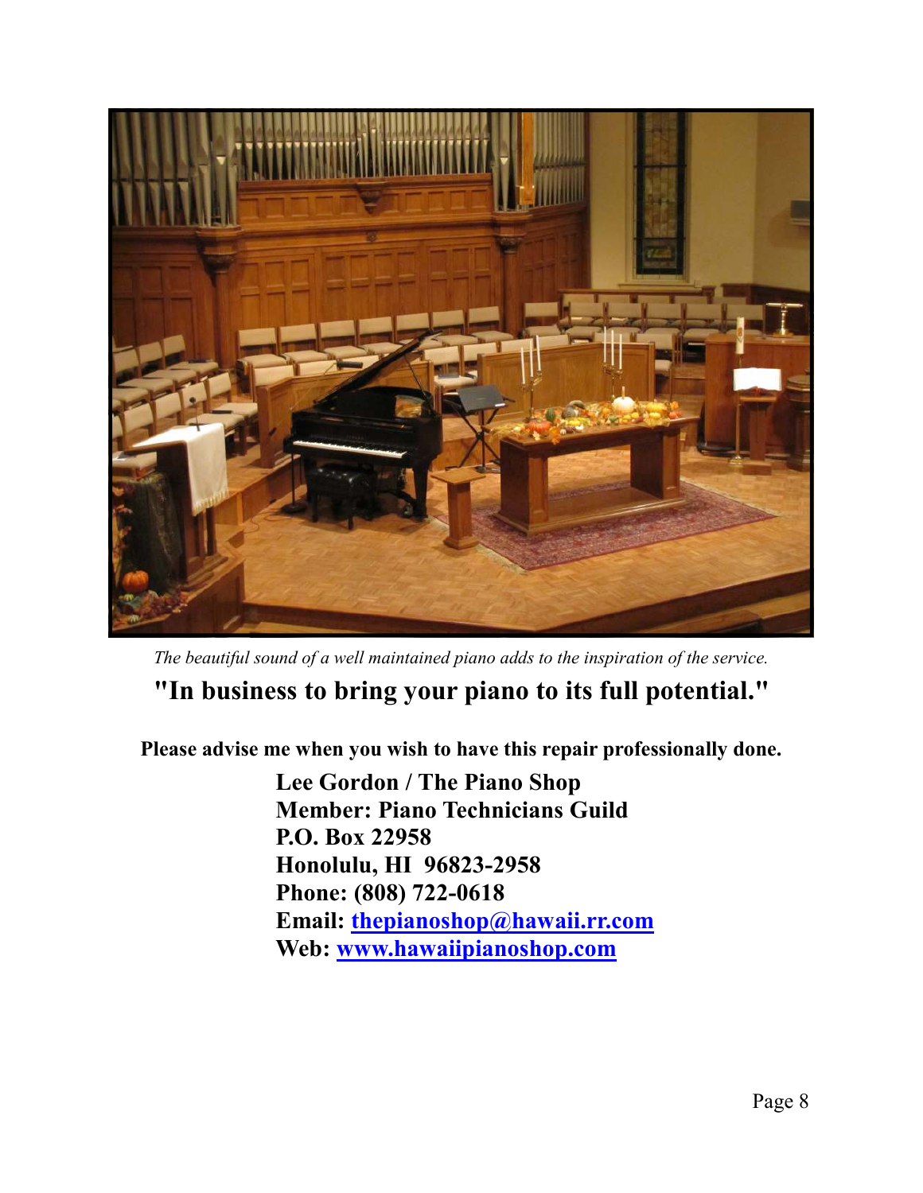*The beautiful sound of a well maintained piano adds to the inspiration of the service.*

## "In business to bring your piano to its full potential."

**Please advise me when you wish to have this repair professionally done.**

**Lee Gordon / The Piano Shop**
**Member: Piano Technicians Guild**
**P.O. Box 22958**
**Honolulu, HI 96823-2958**
**Phone: (808) 722-0618**
**Email: thepianoshop@hawaii.rr.com**
**Web: www.hawaiipianoshop.com**